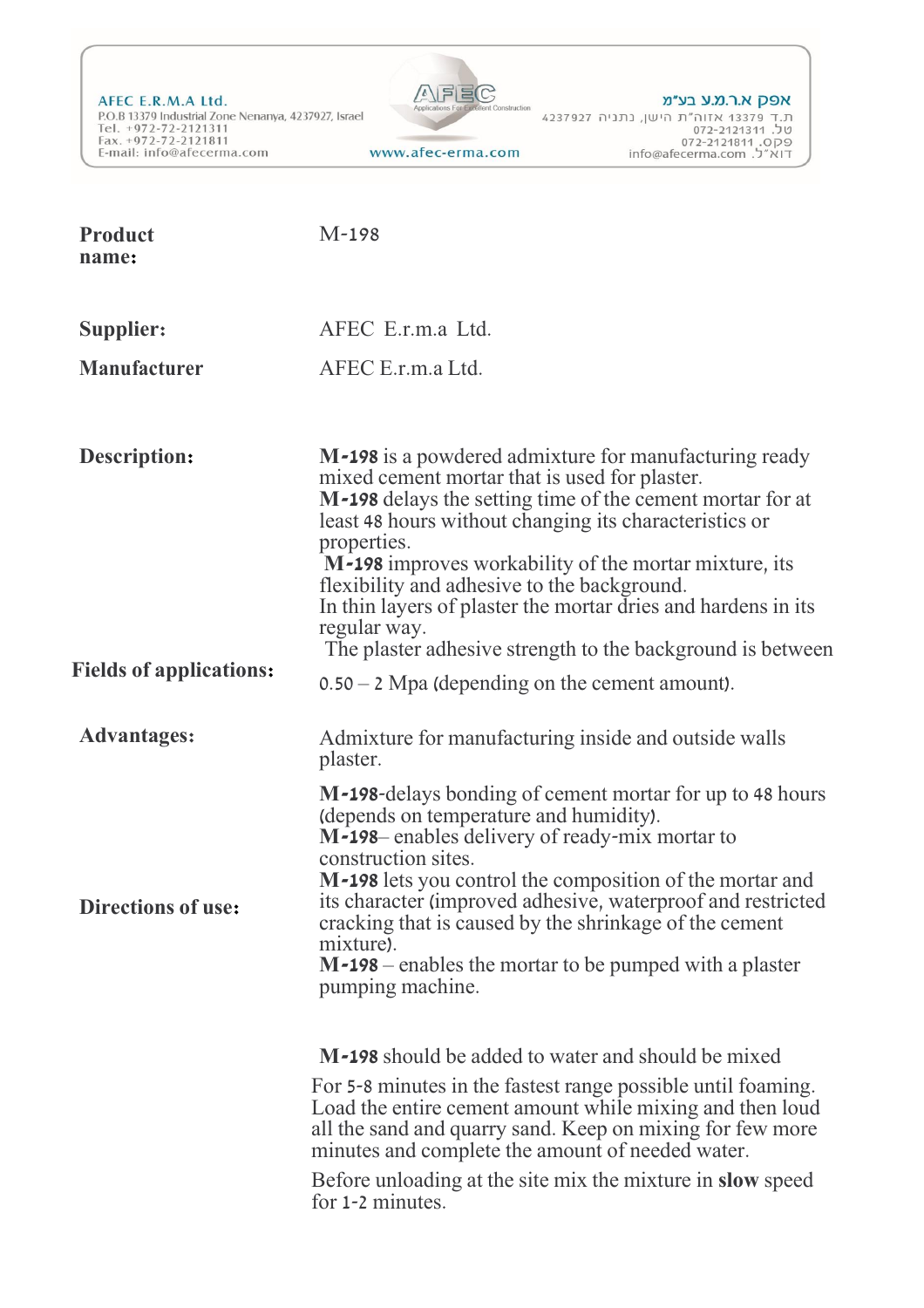AFEC E.R.M.A Ltd.
P.O.B 13379 Industrial Zone Nenanya, 4237927, Israel
Tel. +972-72-2121311
Fax. +972-72-2121811
E-mail: info@afecerma.com

AFEC Applications For Excellent Construction
www.afec-erma.com

אפק א.ר.מ.ע בע"מ
ת.ד 13379 אזוה"ת היישן, נתניה 4237927
טל. 072-2121311
פקס. 072-2121811
דוא"ל. info@afecerma.com

| | |
|---|---|
| **Product name:** | M-198 |
| **Supplier:** | AFEC E.r.m.a Ltd. |
| **Manufacturer** | AFEC E.r.m.a Ltd. |

**Description:**

**M-198** is a powdered admixture for manufacturing ready mixed cement mortar that is used for plaster.
**M-198** delays the setting time of the cement mortar for at least 48 hours without changing its characteristics or properties.
**M-198** improves workability of the mortar mixture, its flexibility and adhesive to the background.
In thin layers of plaster the mortar dries and hardens in its regular way.
The plaster adhesive strength to the background is between 0.50 – 2 Mpa (depending on the cement amount).

**Fields of applications:**

Admixture for manufacturing inside and outside walls plaster.

**Advantages:**

**M-198**-delays bonding of cement mortar for up to 48 hours (depends on temperature and humidity).
**M-198**– enables delivery of ready-mix mortar to construction sites.
**M-198** lets you control the composition of the mortar and its character (improved adhesive, waterproof and restricted cracking that is caused by the shrinkage of the cement mixture).
**M-198** – enables the mortar to be pumped with a plaster pumping machine.

**Directions of use:**

**M-198** should be added to water and should be mixed

For 5-8 minutes in the fastest range possible until foaming. Load the entire cement amount while mixing and then loud all the sand and quarry sand. Keep on mixing for few more minutes and complete the amount of needed water.

Before unloading at the site mix the mixture in **slow** speed for 1-2 minutes.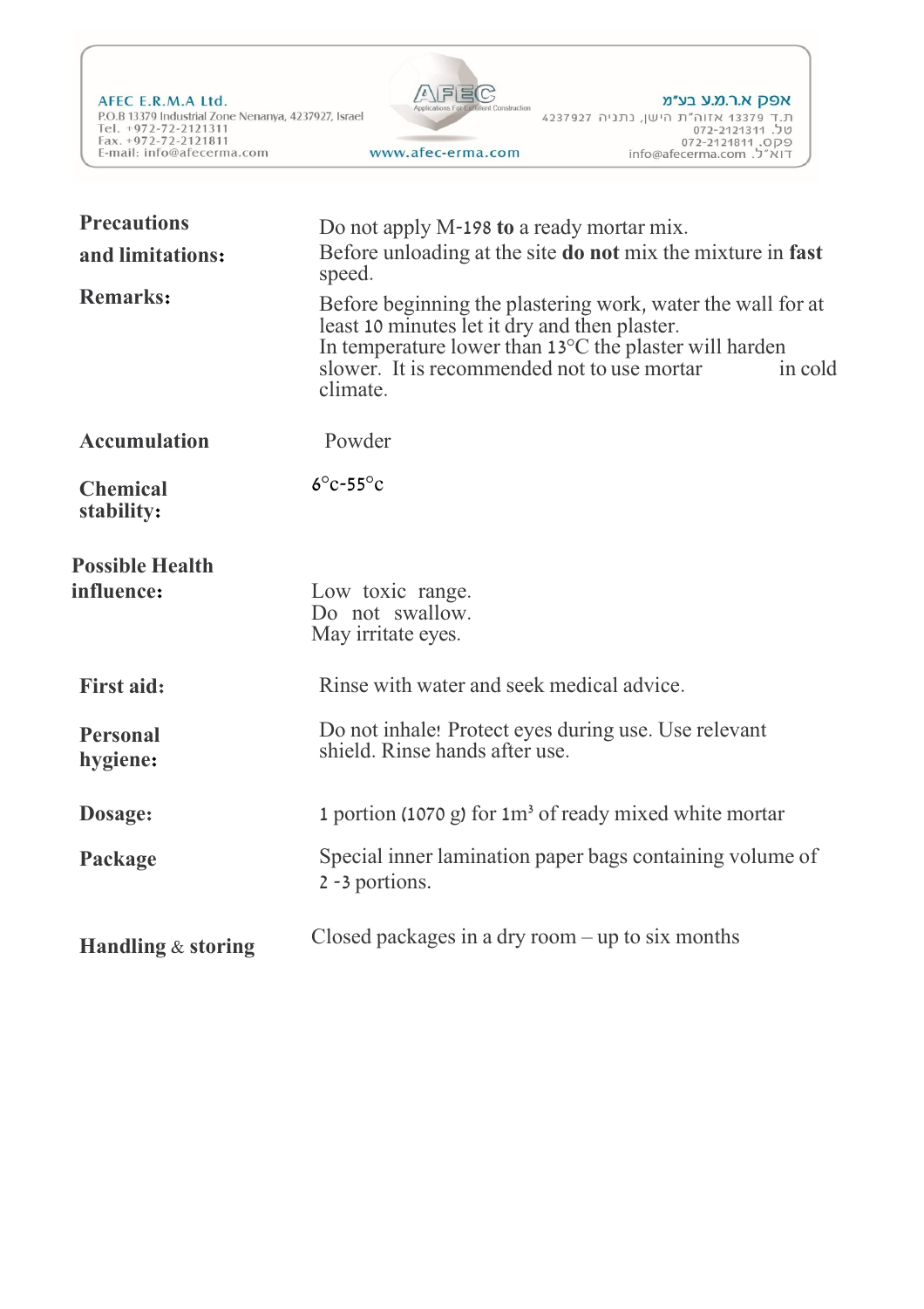| | |
|---|---|
| **Precautions and limitations:** | Do not apply M-198 **to** a ready mortar mix.<br>Before unloading at the site **do not** mix the mixture in **fast** speed. |
| **Remarks:** | Before beginning the plastering work, water the wall for at least 10 minutes let it dry and then plaster.<br>In temperature lower than 13°C the plaster will harden slower. It is recommended not to use mortar in cold climate. |
| **Accumulation** | Powder |
| **Chemical stability:** | 6°c-55°c |
| **Possible Health influence:** | Low toxic range.<br>Do not swallow.<br>May irritate eyes. |
| **First aid:** | Rinse with water and seek medical advice. |
| **Personal hygiene:** | Do not inhale! Protect eyes during use. Use relevant shield. Rinse hands after use. |
| **Dosage:** | 1 portion (1070 g) for 1m³ of ready mixed white mortar |
| **Package** | Special inner lamination paper bags containing volume of 2 -3 portions. |
| **Handling & storing** | Closed packages in a dry room – up to six months |